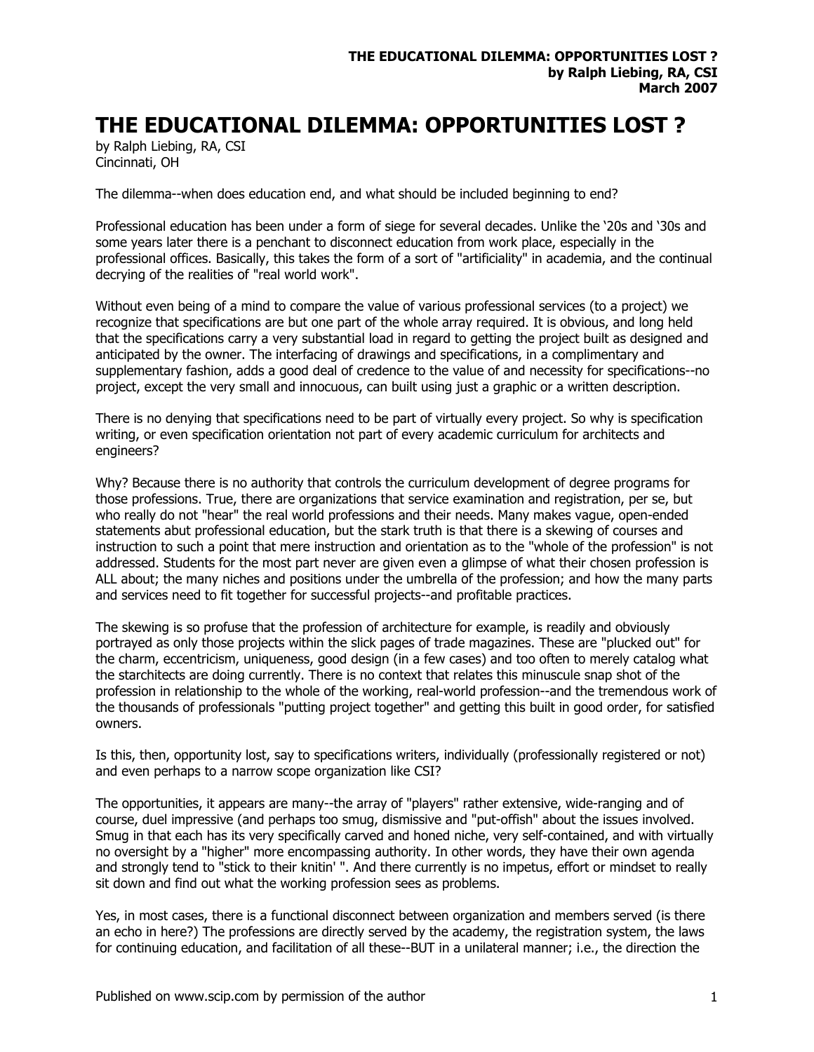# THE EDUCATIONAL DILEMMA: OPPORTUNITIES LOST ?

by Ralph Liebing, RA, CSI
Cincinnati, OH

The dilemma--when does education end, and what should be included beginning to end?

Professional education has been under a form of siege for several decades. Unlike the '20s and '30s and some years later there is a penchant to disconnect education from work place, especially in the professional offices. Basically, this takes the form of a sort of "artificiality" in academia, and the continual decrying of the realities of "real world work".

Without even being of a mind to compare the value of various professional services (to a project) we recognize that specifications are but one part of the whole array required. It is obvious, and long held that the specifications carry a very substantial load in regard to getting the project built as designed and anticipated by the owner. The interfacing of drawings and specifications, in a complimentary and supplementary fashion, adds a good deal of credence to the value of and necessity for specifications--no project, except the very small and innocuous, can built using just a graphic or a written description.

There is no denying that specifications need to be part of virtually every project. So why is specification writing, or even specification orientation not part of every academic curriculum for architects and engineers?

Why? Because there is no authority that controls the curriculum development of degree programs for those professions. True, there are organizations that service examination and registration, per se, but who really do not "hear" the real world professions and their needs. Many makes vague, open-ended statements abut professional education, but the stark truth is that there is a skewing of courses and instruction to such a point that mere instruction and orientation as to the "whole of the profession" is not addressed. Students for the most part never are given even a glimpse of what their chosen profession is ALL about; the many niches and positions under the umbrella of the profession; and how the many parts and services need to fit together for successful projects--and profitable practices.

The skewing is so profuse that the profession of architecture for example, is readily and obviously portrayed as only those projects within the slick pages of trade magazines. These are "plucked out" for the charm, eccentricism, uniqueness, good design (in a few cases) and too often to merely catalog what the starchitects are doing currently. There is no context that relates this minuscule snap shot of the profession in relationship to the whole of the working, real-world profession--and the tremendous work of the thousands of professionals "putting project together" and getting this built in good order, for satisfied owners.

Is this, then, opportunity lost, say to specifications writers, individually (professionally registered or not) and even perhaps to a narrow scope organization like CSI?

The opportunities, it appears are many--the array of "players" rather extensive, wide-ranging and of course, duel impressive (and perhaps too smug, dismissive and "put-offish" about the issues involved. Smug in that each has its very specifically carved and honed niche, very self-contained, and with virtually no oversight by a "higher" more encompassing authority. In other words, they have their own agenda and strongly tend to "stick to their knitin' ". And there currently is no impetus, effort or mindset to really sit down and find out what the working profession sees as problems.

Yes, in most cases, there is a functional disconnect between organization and members served (is there an echo in here?) The professions are directly served by the academy, the registration system, the laws for continuing education, and facilitation of all these--BUT in a unilateral manner; i.e., the direction the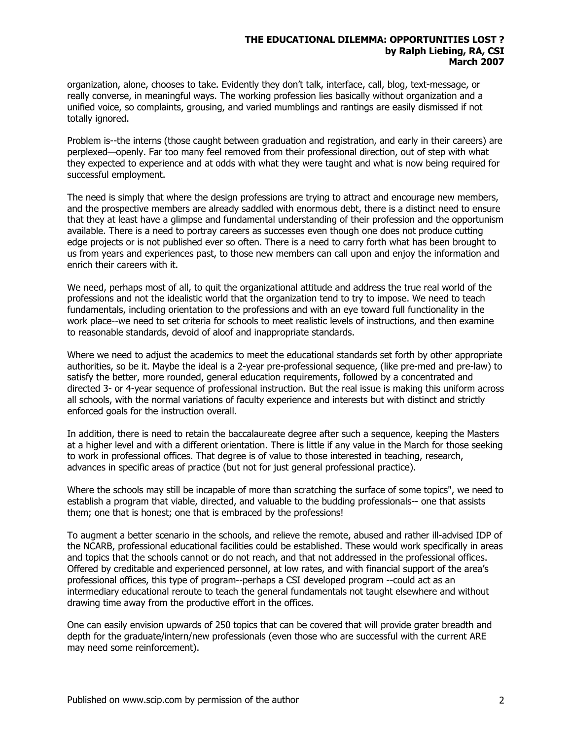organization, alone, chooses to take. Evidently they don't talk, interface, call, blog, text-message, or really converse, in meaningful ways. The working profession lies basically without organization and a unified voice, so complaints, grousing, and varied mumblings and rantings are easily dismissed if not totally ignored.

Problem is--the interns (those caught between graduation and registration, and early in their careers) are perplexed—openly. Far too many feel removed from their professional direction, out of step with what they expected to experience and at odds with what they were taught and what is now being required for successful employment.

The need is simply that where the design professions are trying to attract and encourage new members, and the prospective members are already saddled with enormous debt, there is a distinct need to ensure that they at least have a glimpse and fundamental understanding of their profession and the opportunism available. There is a need to portray careers as successes even though one does not produce cutting edge projects or is not published ever so often. There is a need to carry forth what has been brought to us from years and experiences past, to those new members can call upon and enjoy the information and enrich their careers with it.

We need, perhaps most of all, to quit the organizational attitude and address the true real world of the professions and not the idealistic world that the organization tend to try to impose. We need to teach fundamentals, including orientation to the professions and with an eye toward full functionality in the work place--we need to set criteria for schools to meet realistic levels of instructions, and then examine to reasonable standards, devoid of aloof and inappropriate standards.

Where we need to adjust the academics to meet the educational standards set forth by other appropriate authorities, so be it. Maybe the ideal is a 2-year pre-professional sequence, (like pre-med and pre-law) to satisfy the better, more rounded, general education requirements, followed by a concentrated and directed 3- or 4-year sequence of professional instruction. But the real issue is making this uniform across all schools, with the normal variations of faculty experience and interests but with distinct and strictly enforced goals for the instruction overall.

In addition, there is need to retain the baccalaureate degree after such a sequence, keeping the Masters at a higher level and with a different orientation. There is little if any value in the March for those seeking to work in professional offices. That degree is of value to those interested in teaching, research, advances in specific areas of practice (but not for just general professional practice).

Where the schools may still be incapable of more than scratching the surface of some topics", we need to establish a program that viable, directed, and valuable to the budding professionals-- one that assists them; one that is honest; one that is embraced by the professions!

To augment a better scenario in the schools, and relieve the remote, abused and rather ill-advised IDP of the NCARB, professional educational facilities could be established. These would work specifically in areas and topics that the schools cannot or do not reach, and that not addressed in the professional offices. Offered by creditable and experienced personnel, at low rates, and with financial support of the area's professional offices, this type of program--perhaps a CSI developed program --could act as an intermediary educational reroute to teach the general fundamentals not taught elsewhere and without drawing time away from the productive effort in the offices.

One can easily envision upwards of 250 topics that can be covered that will provide grater breadth and depth for the graduate/intern/new professionals (even those who are successful with the current ARE may need some reinforcement).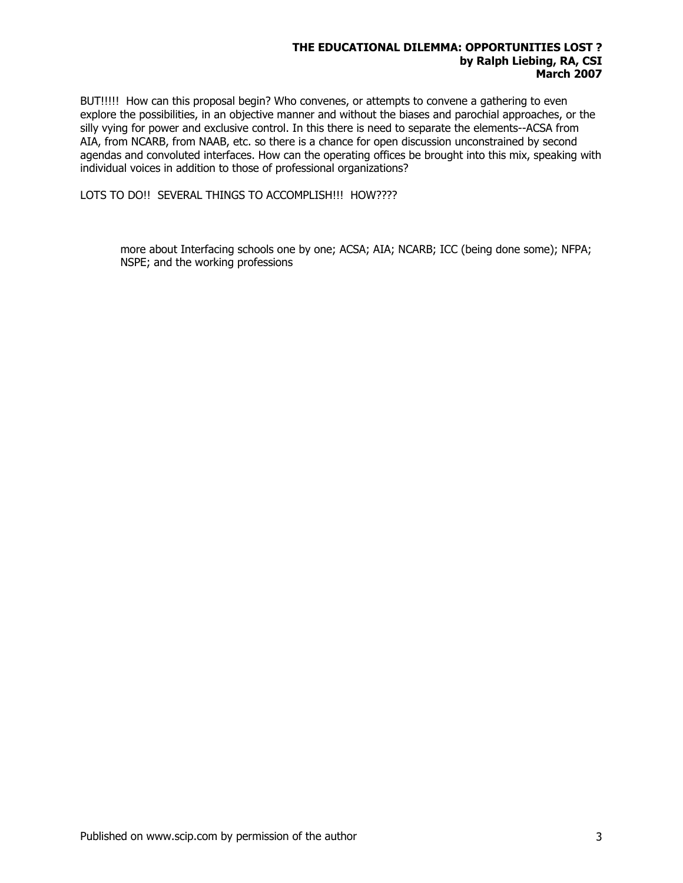BUT!!!!! How can this proposal begin? Who convenes, or attempts to convene a gathering to even explore the possibilities, in an objective manner and without the biases and parochial approaches, or the silly vying for power and exclusive control. In this there is need to separate the elements--ACSA from AIA, from NCARB, from NAAB, etc. so there is a chance for open discussion unconstrained by second agendas and convoluted interfaces. How can the operating offices be brought into this mix, speaking with individual voices in addition to those of professional organizations?

LOTS TO DO!! SEVERAL THINGS TO ACCOMPLISH!!! HOW????

> more about Interfacing schools one by one; ACSA; AIA; NCARB; ICC (being done some); NFPA; NSPE; and the working professions